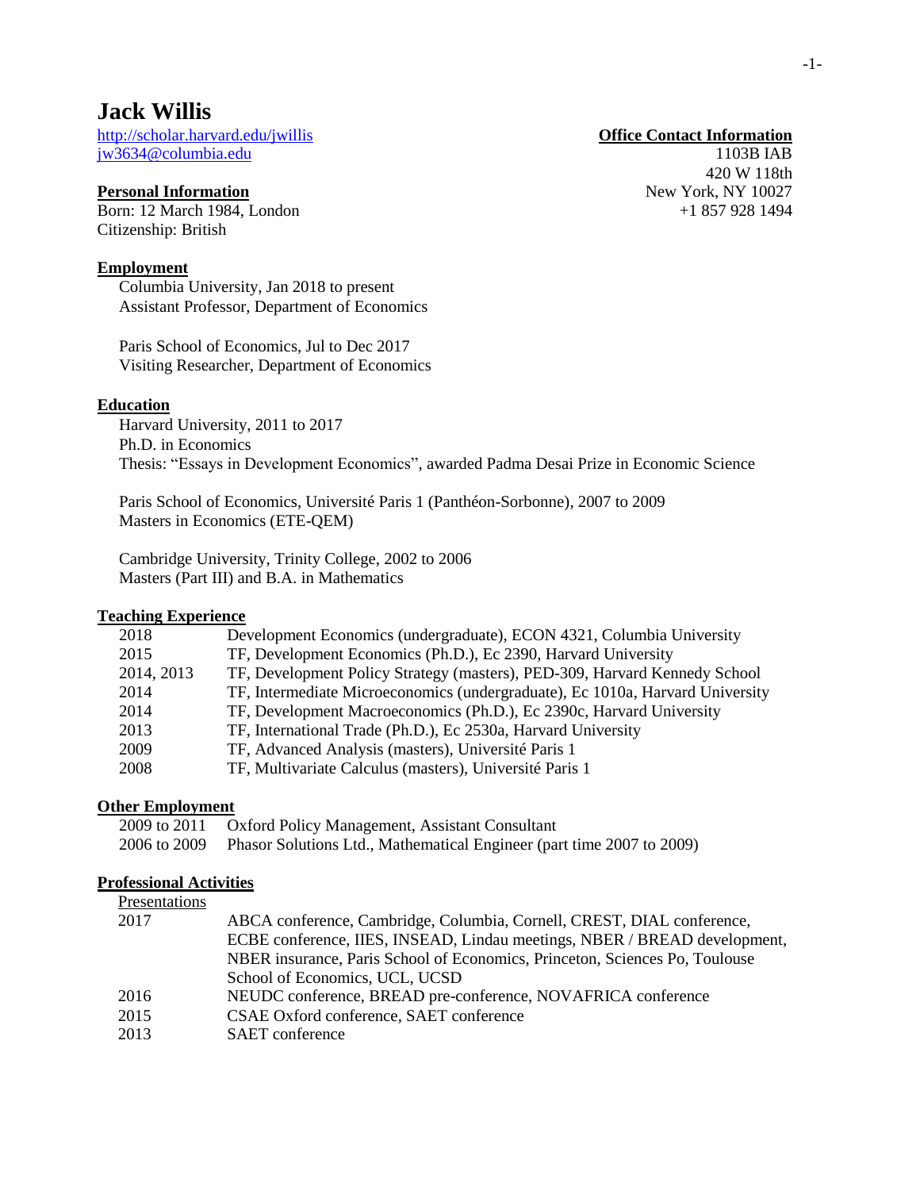# Jack Willis

http://scholar.harvard.edu/jwillis
jw3634@columbia.edu

**Office Contact Information**
1103B IAB
420 W 118th
New York, NY 10027
+1 857 928 1494

## Personal Information

Born: 12 March 1984, London
Citizenship: British

## Employment

Columbia University, Jan 2018 to present
Assistant Professor, Department of Economics

Paris School of Economics, Jul to Dec 2017
Visiting Researcher, Department of Economics

## Education

Harvard University, 2011 to 2017
Ph.D. in Economics
Thesis: "Essays in Development Economics", awarded Padma Desai Prize in Economic Science

Paris School of Economics, Université Paris 1 (Panthéon-Sorbonne), 2007 to 2009
Masters in Economics (ETE-QEM)

Cambridge University, Trinity College, 2002 to 2006
Masters (Part III) and B.A. in Mathematics

## Teaching Experience

| | |
|---|---|
| 2018 | Development Economics (undergraduate), ECON 4321, Columbia University |
| 2015 | TF, Development Economics (Ph.D.), Ec 2390, Harvard University |
| 2014, 2013 | TF, Development Policy Strategy (masters), PED-309, Harvard Kennedy School |
| 2014 | TF, Intermediate Microeconomics (undergraduate), Ec 1010a, Harvard University |
| 2014 | TF, Development Macroeconomics (Ph.D.), Ec 2390c, Harvard University |
| 2013 | TF, International Trade (Ph.D.), Ec 2530a, Harvard University |
| 2009 | TF, Advanced Analysis (masters), Université Paris 1 |
| 2008 | TF, Multivariate Calculus (masters), Université Paris 1 |

## Other Employment

| | |
|---|---|
| 2009 to 2011 | Oxford Policy Management, Assistant Consultant |
| 2006 to 2009 | Phasor Solutions Ltd., Mathematical Engineer (part time 2007 to 2009) |

## Professional Activities

Presentations

| | |
|---|---|
| 2017 | ABCA conference, Cambridge, Columbia, Cornell, CREST, DIAL conference, ECBE conference, IIES, INSEAD, Lindau meetings, NBER / BREAD development, NBER insurance, Paris School of Economics, Princeton, Sciences Po, Toulouse School of Economics, UCL, UCSD |
| 2016 | NEUDC conference, BREAD pre-conference, NOVAFRICA conference |
| 2015 | CSAE Oxford conference, SAET conference |
| 2013 | SAET conference |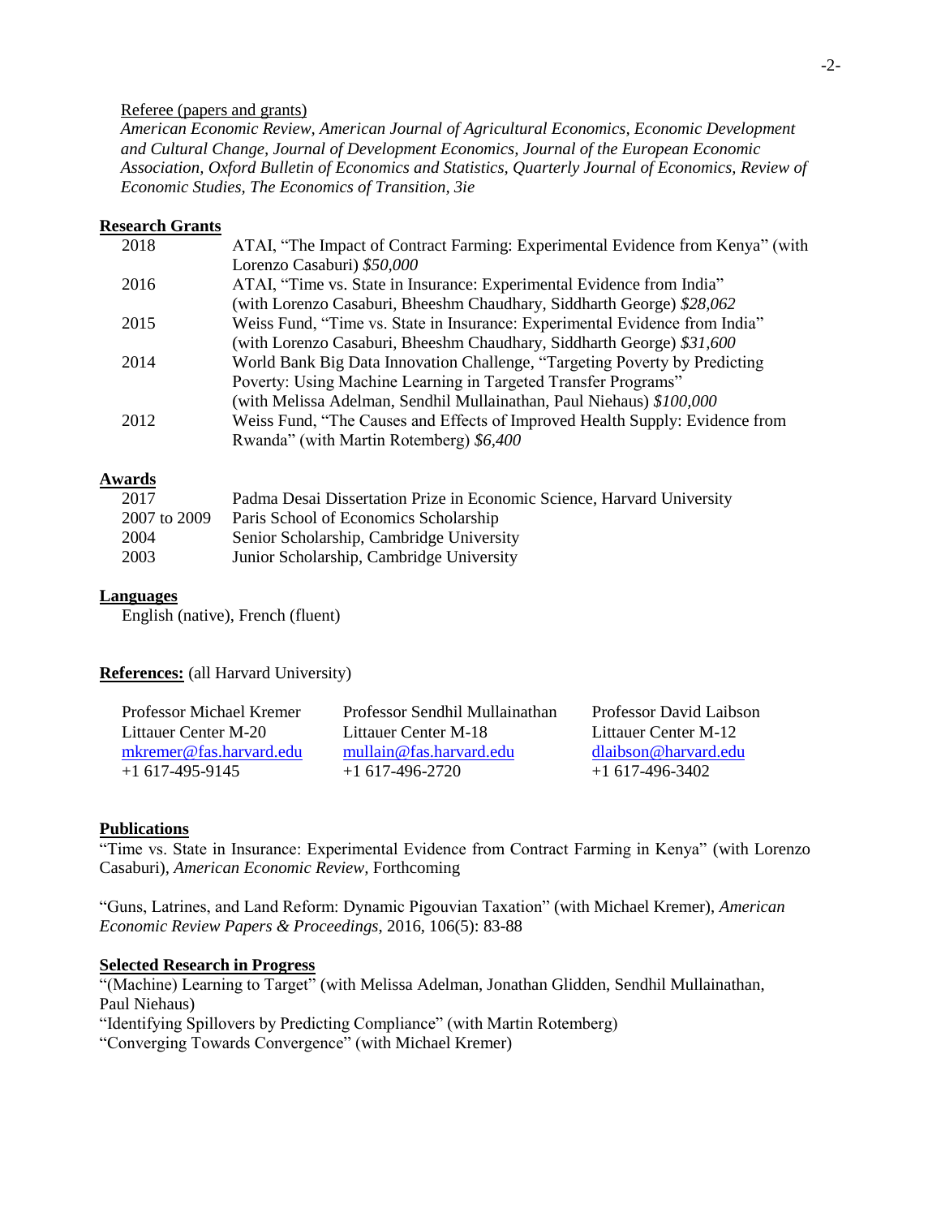Referee (papers and grants)

*American Economic Review, American Journal of Agricultural Economics, Economic Development and Cultural Change, Journal of Development Economics, Journal of the European Economic Association, Oxford Bulletin of Economics and Statistics, Quarterly Journal of Economics, Review of Economic Studies, The Economics of Transition, 3ie*

**Research Grants**

| | |
|---|---|
| 2018 | ATAI, "The Impact of Contract Farming: Experimental Evidence from Kenya" (with Lorenzo Casaburi) *$50,000* |
| 2016 | ATAI, "Time vs. State in Insurance: Experimental Evidence from India" (with Lorenzo Casaburi, Bheeshm Chaudhary, Siddharth George) *$28,062* |
| 2015 | Weiss Fund, "Time vs. State in Insurance: Experimental Evidence from India" (with Lorenzo Casaburi, Bheeshm Chaudhary, Siddharth George) *$31,600* |
| 2014 | World Bank Big Data Innovation Challenge, "Targeting Poverty by Predicting Poverty: Using Machine Learning in Targeted Transfer Programs" (with Melissa Adelman, Sendhil Mullainathan, Paul Niehaus) *$100,000* |
| 2012 | Weiss Fund, "The Causes and Effects of Improved Health Supply: Evidence from Rwanda" (with Martin Rotemberg) *$6,400* |

**Awards**

| | |
|---|---|
| 2017 | Padma Desai Dissertation Prize in Economic Science, Harvard University |
| 2007 to 2009 | Paris School of Economics Scholarship |
| 2004 | Senior Scholarship, Cambridge University |
| 2003 | Junior Scholarship, Cambridge University |

**Languages**

English (native), French (fluent)

**References:** (all Harvard University)

| | | |
|---|---|---|
| Professor Michael Kremer | Professor Sendhil Mullainathan | Professor David Laibson |
| Littauer Center M-20 | Littauer Center M-18 | Littauer Center M-12 |
| mkremer@fas.harvard.edu | mullain@fas.harvard.edu | dlaibson@harvard.edu |
| +1 617-495-9145 | +1 617-496-2720 | +1 617-496-3402 |

**Publications**

"Time vs. State in Insurance: Experimental Evidence from Contract Farming in Kenya" (with Lorenzo Casaburi), *American Economic Review*, Forthcoming

"Guns, Latrines, and Land Reform: Dynamic Pigouvian Taxation" (with Michael Kremer), *American Economic Review Papers & Proceedings*, 2016, 106(5): 83-88

**Selected Research in Progress**

"(Machine) Learning to Target" (with Melissa Adelman, Jonathan Glidden, Sendhil Mullainathan, Paul Niehaus)

"Identifying Spillovers by Predicting Compliance" (with Martin Rotemberg)

"Converging Towards Convergence" (with Michael Kremer)